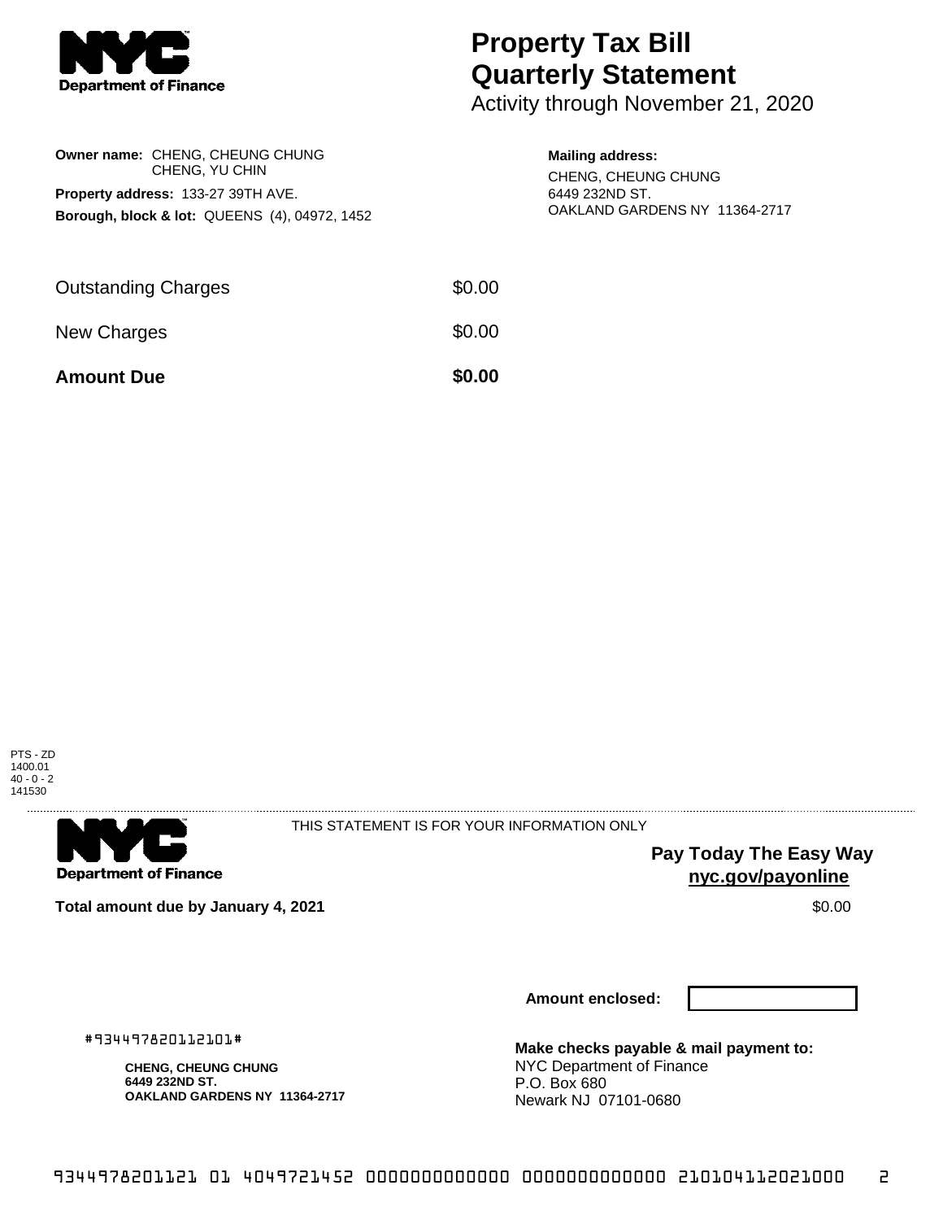# Property Tax Bill Quarterly Statement

Activity through November 21, 2020

**Owner name:** CHENG, CHEUNG CHUNG
CHENG, YU CHIN

**Property address:** 133-27 39TH AVE.

**Borough, block & lot:** QUEENS (4), 04972, 1452

**Mailing address:**
CHENG, CHEUNG CHUNG
6449 232ND ST.
OAKLAND GARDENS NY 11364-2717

| | |
|---|---|
| Outstanding Charges | $0.00 |
| New Charges | $0.00 |
| **Amount Due** | **$0.00** |

PTS - ZD
1400.01
40 - 0 - 2
141530

---

THIS STATEMENT IS FOR YOUR INFORMATION ONLY

**Pay Today The Easy Way**
**nyc.gov/payonline**

**Total amount due by January 4, 2021** $0.00

**Amount enclosed:**

#934497820112101#

**CHENG, CHEUNG CHUNG**
**6449 232ND ST.**
**OAKLAND GARDENS NY 11364-2717**

**Make checks payable & mail payment to:**
NYC Department of Finance
P.O. Box 680
Newark NJ 07101-0680

9344978201121 01 4049721452 0000000000000 0000000000000 210104112021000 2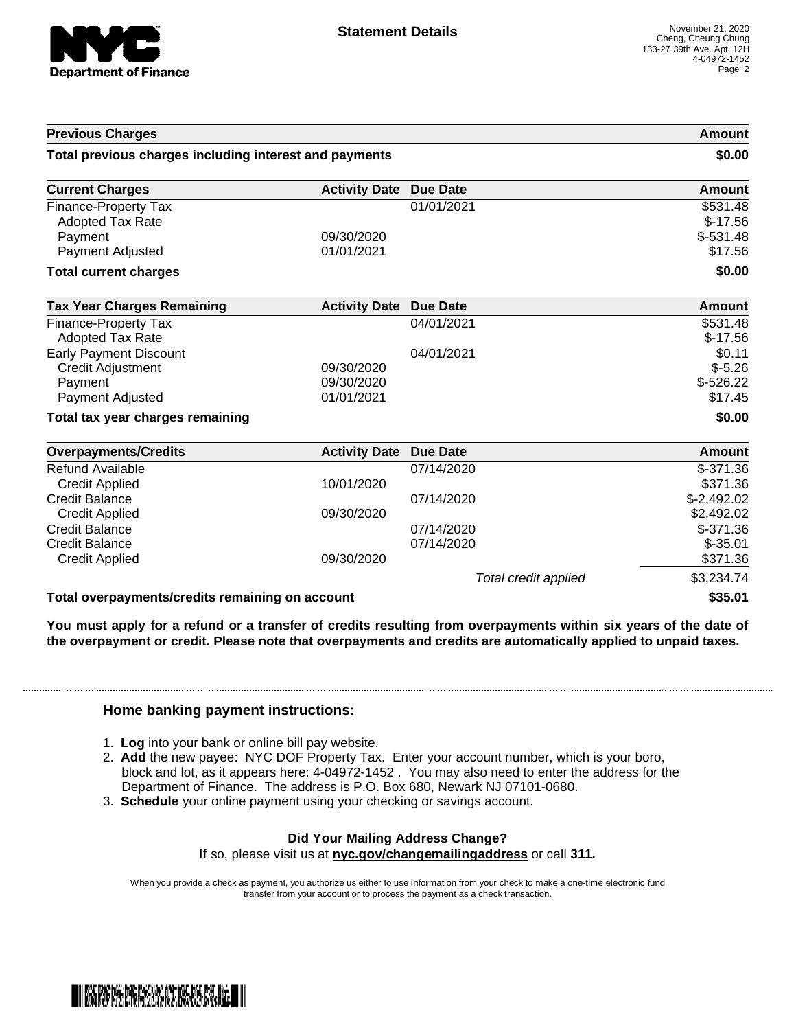# Statement Details

November 21, 2020
Cheng, Cheung Chung
133-27 39th Ave. Apt. 12H
4-04972-1452

| Previous Charges | | | Amount |
|---|---|---|---|
| **Total previous charges including interest and payments** | | | **$0.00** |

| Current Charges | Activity Date | Due Date | Amount |
|---|---|---|---|
| Finance-Property Tax | | 01/01/2021 | $531.48 |
| Adopted Tax Rate | | | $-17.56 |
| Payment | 09/30/2020 | | $-531.48 |
| Payment Adjusted | 01/01/2021 | | $17.56 |
| **Total current charges** | | | **$0.00** |

| Tax Year Charges Remaining | Activity Date | Due Date | Amount |
|---|---|---|---|
| Finance-Property Tax | | 04/01/2021 | $531.48 |
| Adopted Tax Rate | | | $-17.56 |
| Early Payment Discount | | 04/01/2021 | $0.11 |
| Credit Adjustment | 09/30/2020 | | $-5.26 |
| Payment | 09/30/2020 | | $-526.22 |
| Payment Adjusted | 01/01/2021 | | $17.45 |
| **Total tax year charges remaining** | | | **$0.00** |

| Overpayments/Credits | Activity Date | Due Date | Amount |
|---|---|---|---|
| Refund Available | | 07/14/2020 | $-371.36 |
| Credit Applied | 10/01/2020 | | $371.36 |
| Credit Balance | | 07/14/2020 | $-2,492.02 |
| Credit Applied | 09/30/2020 | | $2,492.02 |
| Credit Balance | | 07/14/2020 | $-371.36 |
| Credit Balance | | 07/14/2020 | $-35.01 |
| Credit Applied | 09/30/2020 | | $371.36 |
| | | *Total credit applied* | $3,234.74 |
| **Total overpayments/credits remaining on account** | | | **$35.01** |

**You must apply for a refund or a transfer of credits resulting from overpayments within six years of the date of the overpayment or credit. Please note that overpayments and credits are automatically applied to unpaid taxes.**

### Home banking payment instructions:

1. **Log** into your bank or online bill pay website.
2. **Add** the new payee: NYC DOF Property Tax. Enter your account number, which is your boro, block and lot, as it appears here: 4-04972-1452 . You may also need to enter the address for the Department of Finance. The address is P.O. Box 680, Newark NJ 07101-0680.
3. **Schedule** your online payment using your checking or savings account.

**Did Your Mailing Address Change?**
If so, please visit us at **nyc.gov/changemailingaddress** or call **311.**

When you provide a check as payment, you authorize us either to use information from your check to make a one-time electronic fund transfer from your account or to process the payment as a check transaction.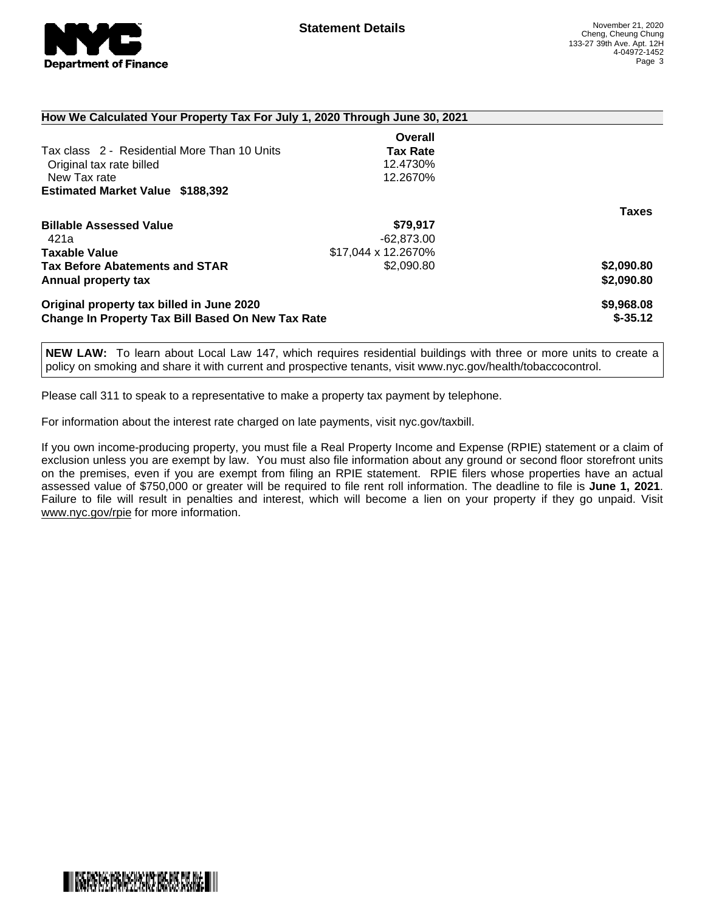## Statement Details

November 21, 2020
Cheng, Cheung Chung
133-27 39th Ave. Apt. 12H
4-04972-1452

### How We Calculated Your Property Tax For July 1, 2020 Through June 30, 2021

| | Overall Tax Rate | Taxes |
|---|---|---|
| Tax class 2 - Residential More Than 10 Units | | |
| Original tax rate billed | 12.4730% | |
| New Tax rate | 12.2670% | |
| **Estimated Market Value $188,392** | | |
| **Billable Assessed Value** | **$79,917** | |
| 421a | -62,873.00 | |
| **Taxable Value** | $17,044 x 12.2670% | |
| **Tax Before Abatements and STAR** | $2,090.80 | **$2,090.80** |
| **Annual property tax** | | **$2,090.80** |
| **Original property tax billed in June 2020** | | **$9,968.08** |
| **Change In Property Tax Bill Based On New Tax Rate** | | **$-35.12** |

**NEW LAW:** To learn about Local Law 147, which requires residential buildings with three or more units to create a policy on smoking and share it with current and prospective tenants, visit www.nyc.gov/health/tobaccocontrol.

Please call 311 to speak to a representative to make a property tax payment by telephone.

For information about the interest rate charged on late payments, visit nyc.gov/taxbill.

If you own income-producing property, you must file a Real Property Income and Expense (RPIE) statement or a claim of exclusion unless you are exempt by law. You must also file information about any ground or second floor storefront units on the premises, even if you are exempt from filing an RPIE statement. RPIE filers whose properties have an actual assessed value of $750,000 or greater will be required to file rent roll information. The deadline to file is **June 1, 2021**. Failure to file will result in penalties and interest, which will become a lien on your property if they go unpaid. Visit www.nyc.gov/rpie for more information.